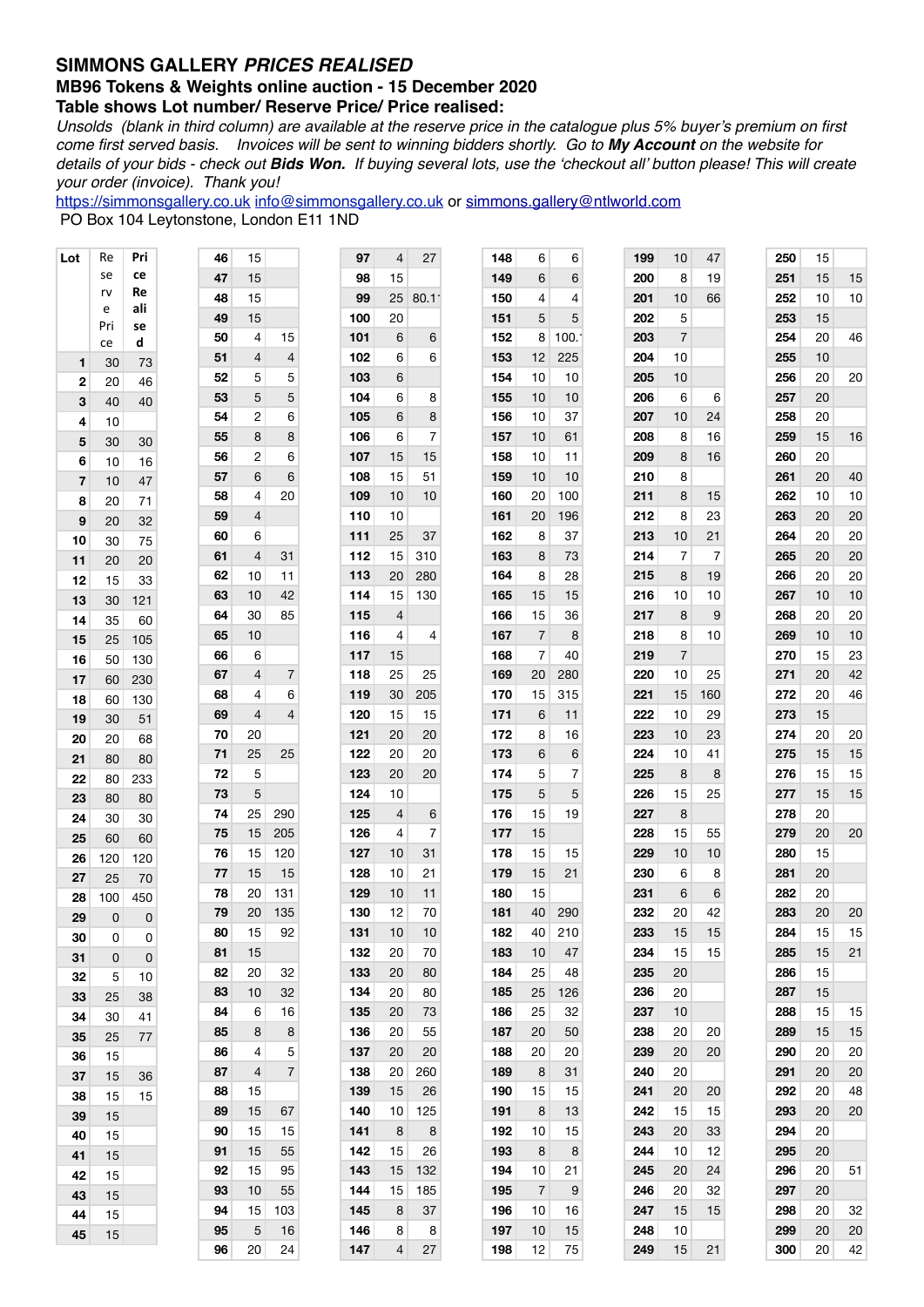# SIMMONS GALLERY *PRICES REALISED*

### MB96 Tokens & Weights online auction - 15 December 2020

### Table shows Lot number/ Reserve Price/ Price realised:

*Unsolds (blank in third column) are available at the reserve price in the catalogue plus 5% buyer's premium on first come first served basis. Invoices will be sent to winning bidders shortly. Go to **My Account** on the website for details of your bids - check out **Bids Won.** If buying several lots, use the 'checkout all' button please! This will create your order (invoice). Thank you!*

https://simmonsgallery.co.uk info@simmonsgallery.co.uk or simmons.gallery@ntlworld.com

PO Box 104 Leytonstone, London E11 1ND

| Lot | Reserve Price | Price Realised |
|---|---|---|
| 1 | 30 | 73 |
| 2 | 20 | 46 |
| 3 | 40 | 40 |
| 4 | 10 | |
| 5 | 30 | 30 |
| 6 | 10 | 16 |
| 7 | 10 | 47 |
| 8 | 20 | 71 |
| 9 | 20 | 32 |
| 10 | 30 | 75 |
| 11 | 20 | 20 |
| 12 | 15 | 33 |
| 13 | 30 | 121 |
| 14 | 35 | 60 |
| 15 | 25 | 105 |
| 16 | 50 | 130 |
| 17 | 60 | 230 |
| 18 | 60 | 130 |
| 19 | 30 | 51 |
| 20 | 20 | 68 |
| 21 | 80 | 80 |
| 22 | 80 | 233 |
| 23 | 80 | 80 |
| 24 | 30 | 30 |
| 25 | 60 | 60 |
| 26 | 120 | 120 |
| 27 | 25 | 70 |
| 28 | 100 | 450 |
| 29 | 0 | 0 |
| 30 | 0 | 0 |
| 31 | 0 | 0 |
| 32 | 5 | 10 |
| 33 | 25 | 38 |
| 34 | 30 | 41 |
| 35 | 25 | 77 |
| 36 | 15 | |
| 37 | 15 | 36 |
| 38 | 15 | 15 |
| 39 | 15 | |
| 40 | 15 | |
| 41 | 15 | |
| 42 | 15 | |
| 43 | 15 | |
| 44 | 15 | |
| 45 | 15 | |
| 46 | 15 | |
| 47 | 15 | |
| 48 | 15 | |
| 49 | 15 | |
| 50 | 4 | 15 |
| 51 | 4 | 4 |
| 52 | 5 | 5 |
| 53 | 5 | 5 |
| 54 | 2 | 6 |
| 55 | 8 | 8 |
| 56 | 2 | 6 |
| 57 | 6 | 6 |
| 58 | 4 | 20 |
| 59 | 4 | |
| 60 | 6 | |
| 61 | 4 | 31 |
| 62 | 10 | 11 |
| 63 | 10 | 42 |
| 64 | 30 | 85 |
| 65 | 10 | |
| 66 | 6 | |
| 67 | 4 | 7 |
| 68 | 4 | 6 |
| 69 | 4 | 4 |
| 70 | 20 | |
| 71 | 25 | 25 |
| 72 | 5 | |
| 73 | 5 | |
| 74 | 25 | 290 |
| 75 | 15 | 205 |
| 76 | 15 | 120 |
| 77 | 15 | 15 |
| 78 | 20 | 131 |
| 79 | 20 | 135 |
| 80 | 15 | 92 |
| 81 | 15 | |
| 82 | 20 | 32 |
| 83 | 10 | 32 |
| 84 | 6 | 16 |
| 85 | 8 | 8 |
| 86 | 4 | 5 |
| 87 | 4 | 7 |
| 88 | 15 | |
| 89 | 15 | 67 |
| 90 | 15 | 15 |
| 91 | 15 | 55 |
| 92 | 15 | 95 |
| 93 | 10 | 55 |
| 94 | 15 | 103 |
| 95 | 5 | 16 |
| 96 | 20 | 24 |
| 97 | 4 | 27 |
| 98 | 15 | |
| 99 | 25 | 80.1 |
| 100 | 20 | |
| 101 | 6 | 6 |
| 102 | 6 | 6 |
| 103 | 6 | |
| 104 | 6 | 8 |
| 105 | 6 | 8 |
| 106 | 6 | 7 |
| 107 | 15 | 15 |
| 108 | 15 | 51 |
| 109 | 10 | 10 |
| 110 | 10 | |
| 111 | 25 | 37 |
| 112 | 15 | 310 |
| 113 | 20 | 280 |
| 114 | 15 | 130 |
| 115 | 4 | |
| 116 | 4 | 4 |
| 117 | 15 | |
| 118 | 25 | 25 |
| 119 | 30 | 205 |
| 120 | 15 | 15 |
| 121 | 20 | 20 |
| 122 | 20 | 20 |
| 123 | 20 | 20 |
| 124 | 10 | |
| 125 | 4 | 6 |
| 126 | 4 | 7 |
| 127 | 10 | 31 |
| 128 | 10 | 21 |
| 129 | 10 | 11 |
| 130 | 12 | 70 |
| 131 | 10 | 10 |
| 132 | 20 | 70 |
| 133 | 20 | 80 |
| 134 | 20 | 80 |
| 135 | 20 | 73 |
| 136 | 20 | 55 |
| 137 | 20 | 20 |
| 138 | 20 | 260 |
| 139 | 15 | 26 |
| 140 | 10 | 125 |
| 141 | 8 | 8 |
| 142 | 15 | 26 |
| 143 | 15 | 132 |
| 144 | 15 | 185 |
| 145 | 8 | 37 |
| 146 | 8 | 8 |
| 147 | 4 | 27 |
| 148 | 6 | 6 |
| 149 | 6 | 6 |
| 150 | 4 | 4 |
| 151 | 5 | 5 |
| 152 | 8 | 100.1 |
| 153 | 12 | 225 |
| 154 | 10 | 10 |
| 155 | 10 | 10 |
| 156 | 10 | 37 |
| 157 | 10 | 61 |
| 158 | 10 | 11 |
| 159 | 10 | 10 |
| 160 | 20 | 100 |
| 161 | 20 | 196 |
| 162 | 8 | 37 |
| 163 | 8 | 73 |
| 164 | 8 | 28 |
| 165 | 15 | 15 |
| 166 | 15 | 36 |
| 167 | 7 | 8 |
| 168 | 7 | 40 |
| 169 | 20 | 280 |
| 170 | 15 | 315 |
| 171 | 6 | 11 |
| 172 | 8 | 16 |
| 173 | 6 | 6 |
| 174 | 5 | 7 |
| 175 | 5 | 5 |
| 176 | 15 | 19 |
| 177 | 15 | |
| 178 | 15 | 15 |
| 179 | 15 | 21 |
| 180 | 15 | |
| 181 | 40 | 290 |
| 182 | 40 | 210 |
| 183 | 10 | 47 |
| 184 | 25 | 48 |
| 185 | 25 | 126 |
| 186 | 25 | 32 |
| 187 | 20 | 50 |
| 188 | 20 | 20 |
| 189 | 8 | 31 |
| 190 | 15 | 15 |
| 191 | 8 | 13 |
| 192 | 10 | 15 |
| 193 | 8 | 8 |
| 194 | 10 | 21 |
| 195 | 7 | 9 |
| 196 | 10 | 16 |
| 197 | 10 | 15 |
| 198 | 12 | 75 |
| 199 | 10 | 47 |
| 200 | 8 | 19 |
| 201 | 10 | 66 |
| 202 | 5 | |
| 203 | 7 | |
| 204 | 10 | |
| 205 | 10 | |
| 206 | 6 | 6 |
| 207 | 10 | 24 |
| 208 | 8 | 16 |
| 209 | 8 | 16 |
| 210 | 8 | |
| 211 | 8 | 15 |
| 212 | 8 | 23 |
| 213 | 10 | 21 |
| 214 | 7 | 7 |
| 215 | 8 | 19 |
| 216 | 10 | 10 |
| 217 | 8 | 9 |
| 218 | 8 | 10 |
| 219 | 7 | |
| 220 | 10 | 25 |
| 221 | 15 | 160 |
| 222 | 10 | 29 |
| 223 | 10 | 23 |
| 224 | 10 | 41 |
| 225 | 8 | 8 |
| 226 | 15 | 25 |
| 227 | 8 | |
| 228 | 15 | 55 |
| 229 | 10 | 10 |
| 230 | 6 | 8 |
| 231 | 6 | 6 |
| 232 | 20 | 42 |
| 233 | 15 | 15 |
| 234 | 15 | 15 |
| 235 | 20 | |
| 236 | 20 | |
| 237 | 10 | |
| 238 | 20 | 20 |
| 239 | 20 | 20 |
| 240 | 20 | |
| 241 | 20 | 20 |
| 242 | 15 | 15 |
| 243 | 20 | 33 |
| 244 | 10 | 12 |
| 245 | 20 | 24 |
| 246 | 20 | 32 |
| 247 | 15 | 15 |
| 248 | 10 | |
| 249 | 15 | 21 |
| 250 | 15 | |
| 251 | 15 | 15 |
| 252 | 10 | 10 |
| 253 | 15 | |
| 254 | 20 | 46 |
| 255 | 10 | |
| 256 | 20 | 20 |
| 257 | 20 | |
| 258 | 20 | |
| 259 | 15 | 16 |
| 260 | 20 | |
| 261 | 20 | 40 |
| 262 | 10 | 10 |
| 263 | 20 | 20 |
| 264 | 20 | 20 |
| 265 | 20 | 20 |
| 266 | 20 | 20 |
| 267 | 10 | 10 |
| 268 | 20 | 20 |
| 269 | 10 | 10 |
| 270 | 15 | 23 |
| 271 | 20 | 42 |
| 272 | 20 | 46 |
| 273 | 15 | |
| 274 | 20 | 20 |
| 275 | 15 | 15 |
| 276 | 15 | 15 |
| 277 | 15 | 15 |
| 278 | 20 | |
| 279 | 20 | 20 |
| 280 | 15 | |
| 281 | 20 | |
| 282 | 20 | |
| 283 | 20 | 20 |
| 284 | 15 | 15 |
| 285 | 15 | 21 |
| 286 | 15 | |
| 287 | 15 | |
| 288 | 15 | 15 |
| 289 | 15 | 15 |
| 290 | 20 | 20 |
| 291 | 20 | 20 |
| 292 | 20 | 48 |
| 293 | 20 | 20 |
| 294 | 20 | |
| 295 | 20 | |
| 296 | 20 | 51 |
| 297 | 20 | |
| 298 | 20 | 32 |
| 299 | 20 | 20 |
| 300 | 20 | 42 |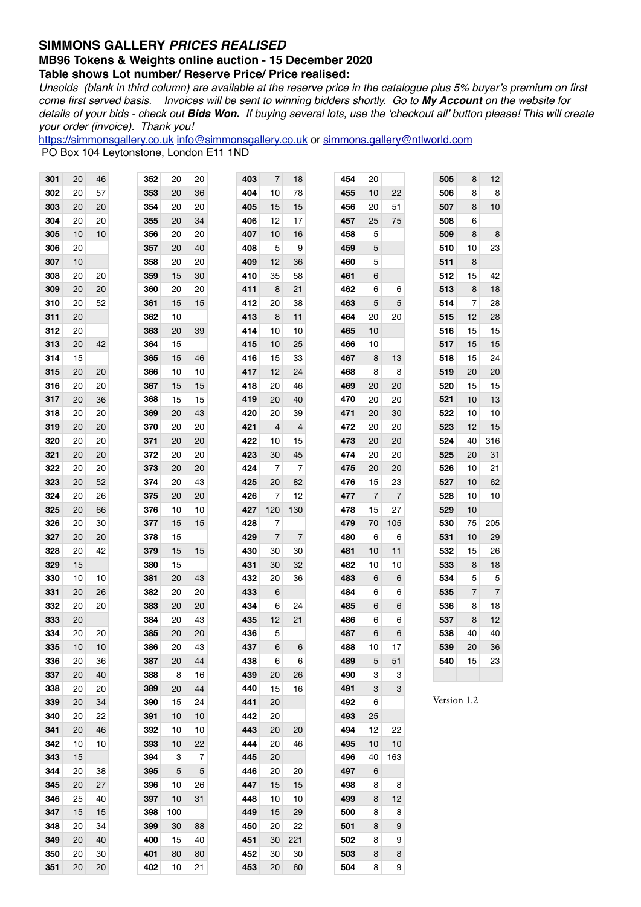# SIMMONS GALLERY *PRICES REALISED*

### MB96 Tokens & Weights online auction - 15 December 2020

### Table shows Lot number/ Reserve Price/ Price realised:

*Unsolds (blank in third column) are available at the reserve price in the catalogue plus 5% buyer's premium on first come first served basis. Invoices will be sent to winning bidders shortly. Go to **My Account** on the website for details of your bids - check out **Bids Won.** If buying several lots, use the 'checkout all' button please! This will create your order (invoice). Thank you!*

https://simmonsgallery.co.uk info@simmonsgallery.co.uk or simmons.gallery@ntlworld.com

PO Box 104 Leytonstone, London E11 1ND

| | | |
|---|---|---|
| **301** | 20 | 46 |
| **302** | 20 | 57 |
| **303** | 20 | 20 |
| **304** | 20 | 20 |
| **305** | 10 | 10 |
| **306** | 20 | |
| **307** | 10 | |
| **308** | 20 | 20 |
| **309** | 20 | 20 |
| **310** | 20 | 52 |
| **311** | 20 | |
| **312** | 20 | |
| **313** | 20 | 42 |
| **314** | 15 | |
| **315** | 20 | 20 |
| **316** | 20 | 20 |
| **317** | 20 | 36 |
| **318** | 20 | 20 |
| **319** | 20 | 20 |
| **320** | 20 | 20 |
| **321** | 20 | 20 |
| **322** | 20 | 20 |
| **323** | 20 | 52 |
| **324** | 20 | 26 |
| **325** | 20 | 66 |
| **326** | 20 | 30 |
| **327** | 20 | 20 |
| **328** | 20 | 42 |
| **329** | 15 | |
| **330** | 10 | 10 |
| **331** | 20 | 26 |
| **332** | 20 | 20 |
| **333** | 20 | |
| **334** | 20 | 20 |
| **335** | 10 | 10 |
| **336** | 20 | 36 |
| **337** | 20 | 40 |
| **338** | 20 | 20 |
| **339** | 20 | 34 |
| **340** | 20 | 22 |
| **341** | 20 | 46 |
| **342** | 10 | 10 |
| **343** | 15 | |
| **344** | 20 | 38 |
| **345** | 20 | 27 |
| **346** | 25 | 40 |
| **347** | 15 | 15 |
| **348** | 20 | 34 |
| **349** | 20 | 40 |
| **350** | 20 | 30 |
| **351** | 20 | 20 |
| **352** | 20 | 20 |
| **353** | 20 | 36 |
| **354** | 20 | 20 |
| **355** | 20 | 34 |
| **356** | 20 | 20 |
| **357** | 20 | 40 |
| **358** | 20 | 20 |
| **359** | 15 | 30 |
| **360** | 20 | 20 |
| **361** | 15 | 15 |
| **362** | 10 | |
| **363** | 20 | 39 |
| **364** | 15 | |
| **365** | 15 | 46 |
| **366** | 10 | 10 |
| **367** | 15 | 15 |
| **368** | 15 | 15 |
| **369** | 20 | 43 |
| **370** | 20 | 20 |
| **371** | 20 | 20 |
| **372** | 20 | 20 |
| **373** | 20 | 20 |
| **374** | 20 | 43 |
| **375** | 20 | 20 |
| **376** | 10 | 10 |
| **377** | 15 | 15 |
| **378** | 15 | |
| **379** | 15 | 15 |
| **380** | 15 | |
| **381** | 20 | 43 |
| **382** | 20 | 20 |
| **383** | 20 | 20 |
| **384** | 20 | 43 |
| **385** | 20 | 20 |
| **386** | 20 | 43 |
| **387** | 20 | 44 |
| **388** | 8 | 16 |
| **389** | 20 | 44 |
| **390** | 15 | 24 |
| **391** | 10 | 10 |
| **392** | 10 | 10 |
| **393** | 10 | 22 |
| **394** | 3 | 7 |
| **395** | 5 | 5 |
| **396** | 10 | 26 |
| **397** | 10 | 31 |
| **398** | 100 | |
| **399** | 30 | 88 |
| **400** | 15 | 40 |
| **401** | 80 | 80 |
| **402** | 10 | 21 |
| **403** | 7 | 18 |
| **404** | 10 | 78 |
| **405** | 15 | 15 |
| **406** | 12 | 17 |
| **407** | 10 | 16 |
| **408** | 5 | 9 |
| **409** | 12 | 36 |
| **410** | 35 | 58 |
| **411** | 8 | 21 |
| **412** | 20 | 38 |
| **413** | 8 | 11 |
| **414** | 10 | 10 |
| **415** | 10 | 25 |
| **416** | 15 | 33 |
| **417** | 12 | 24 |
| **418** | 20 | 46 |
| **419** | 20 | 40 |
| **420** | 20 | 39 |
| **421** | 4 | 4 |
| **422** | 10 | 15 |
| **423** | 30 | 45 |
| **424** | 7 | 7 |
| **425** | 20 | 82 |
| **426** | 7 | 12 |
| **427** | 120 | 130 |
| **428** | 7 | |
| **429** | 7 | 7 |
| **430** | 30 | 30 |
| **431** | 30 | 32 |
| **432** | 20 | 36 |
| **433** | 6 | |
| **434** | 6 | 24 |
| **435** | 12 | 21 |
| **436** | 5 | |
| **437** | 6 | 6 |
| **438** | 6 | 6 |
| **439** | 20 | 26 |
| **440** | 15 | 16 |
| **441** | 20 | |
| **442** | 20 | |
| **443** | 20 | 20 |
| **444** | 20 | 46 |
| **445** | 20 | |
| **446** | 20 | 20 |
| **447** | 15 | 15 |
| **448** | 10 | 10 |
| **449** | 15 | 29 |
| **450** | 20 | 22 |
| **451** | 30 | 221 |
| **452** | 30 | 30 |
| **453** | 20 | 60 |
| **454** | 20 | |
| **455** | 10 | 22 |
| **456** | 20 | 51 |
| **457** | 25 | 75 |
| **458** | 5 | |
| **459** | 5 | |
| **460** | 5 | |
| **461** | 6 | |
| **462** | 6 | 6 |
| **463** | 5 | 5 |
| **464** | 20 | 20 |
| **465** | 10 | |
| **466** | 10 | |
| **467** | 8 | 13 |
| **468** | 8 | 8 |
| **469** | 20 | 20 |
| **470** | 20 | 20 |
| **471** | 20 | 30 |
| **472** | 20 | 20 |
| **473** | 20 | 20 |
| **474** | 20 | 20 |
| **475** | 20 | 20 |
| **476** | 15 | 23 |
| **477** | 7 | 7 |
| **478** | 15 | 27 |
| **479** | 70 | 105 |
| **480** | 6 | 6 |
| **481** | 10 | 11 |
| **482** | 10 | 10 |
| **483** | 6 | 6 |
| **484** | 6 | 6 |
| **485** | 6 | 6 |
| **486** | 6 | 6 |
| **487** | 6 | 6 |
| **488** | 10 | 17 |
| **489** | 5 | 51 |
| **490** | 3 | 3 |
| **491** | 3 | 3 |
| **492** | 6 | |
| **493** | 25 | |
| **494** | 12 | 22 |
| **495** | 10 | 10 |
| **496** | 40 | 163 |
| **497** | 6 | |
| **498** | 8 | 8 |
| **499** | 8 | 12 |
| **500** | 8 | 8 |
| **501** | 8 | 9 |
| **502** | 8 | 9 |
| **503** | 8 | 8 |
| **504** | 8 | 9 |
| **505** | 8 | 12 |
| **506** | 8 | 8 |
| **507** | 8 | 10 |
| **508** | 6 | |
| **509** | 8 | 8 |
| **510** | 10 | 23 |
| **511** | 8 | |
| **512** | 15 | 42 |
| **513** | 8 | 18 |
| **514** | 7 | 28 |
| **515** | 12 | 28 |
| **516** | 15 | 15 |
| **517** | 15 | 15 |
| **518** | 15 | 24 |
| **519** | 20 | 20 |
| **520** | 15 | 15 |
| **521** | 10 | 13 |
| **522** | 10 | 10 |
| **523** | 12 | 15 |
| **524** | 40 | 316 |
| **525** | 20 | 31 |
| **526** | 10 | 21 |
| **527** | 10 | 62 |
| **528** | 10 | 10 |
| **529** | 10 | |
| **530** | 75 | 205 |
| **531** | 10 | 29 |
| **532** | 15 | 26 |
| **533** | 8 | 18 |
| **534** | 5 | 5 |
| **535** | 7 | 7 |
| **536** | 8 | 18 |
| **537** | 8 | 12 |
| **538** | 40 | 40 |
| **539** | 20 | 36 |
| **540** | 15 | 23 |

Version 1.2